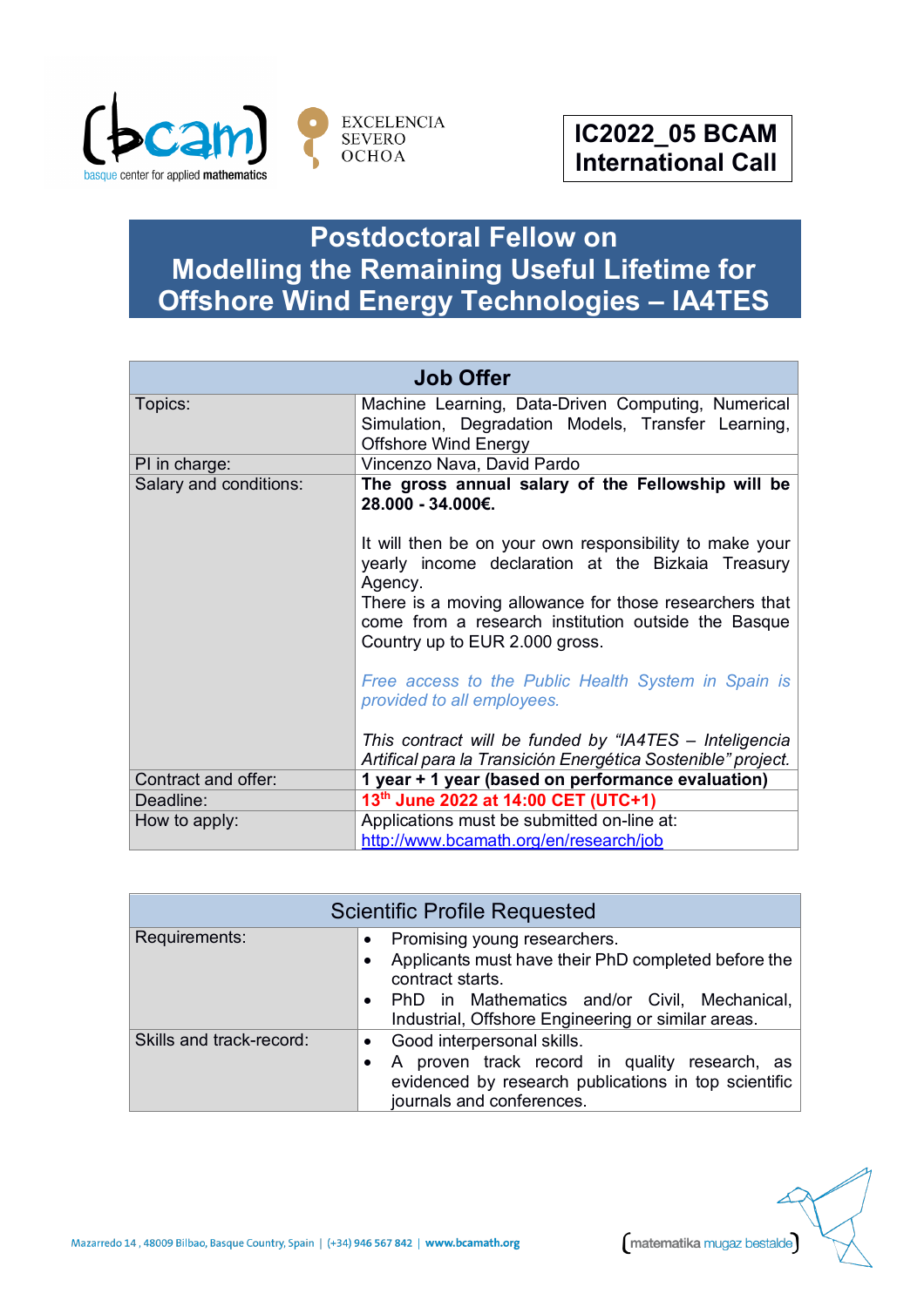**IC2022_05 BCAM International Call**

# Postdoctoral Fellow on Modelling the Remaining Useful Lifetime for Offshore Wind Energy Technologies – IA4TES

| Job Offer | |
|---|---|
| Topics: | Machine Learning, Data-Driven Computing, Numerical Simulation, Degradation Models, Transfer Learning, Offshore Wind Energy |
| PI in charge: | Vincenzo Nava, David Pardo |
| Salary and conditions: | **The gross annual salary of the Fellowship will be 28.000 - 34.000€.**<br><br>It will then be on your own responsibility to make your yearly income declaration at the Bizkaia Treasury Agency.<br>There is a moving allowance for those researchers that come from a research institution outside the Basque Country up to EUR 2.000 gross.<br><br>*Free access to the Public Health System in Spain is provided to all employees.*<br><br>*This contract will be funded by "IA4TES – Inteligencia Artifical para la Transición Energética Sostenible" project.* |
| Contract and offer: | **1 year + 1 year (based on performance evaluation)** |
| Deadline: | **13th June 2022 at 14:00 CET (UTC+1)** |
| How to apply: | Applications must be submitted on-line at: [http://www.bcamath.org/en/research/job](http://www.bcamath.org/en/research/job) |

| Scientific Profile Requested | |
|---|---|
| Requirements: | • Promising young researchers.<br>• Applicants must have their PhD completed before the contract starts.<br>• PhD in Mathematics and/or Civil, Mechanical, Industrial, Offshore Engineering or similar areas. |
| Skills and track-record: | • Good interpersonal skills.<br>• A proven track record in quality research, as evidenced by research publications in top scientific journals and conferences. |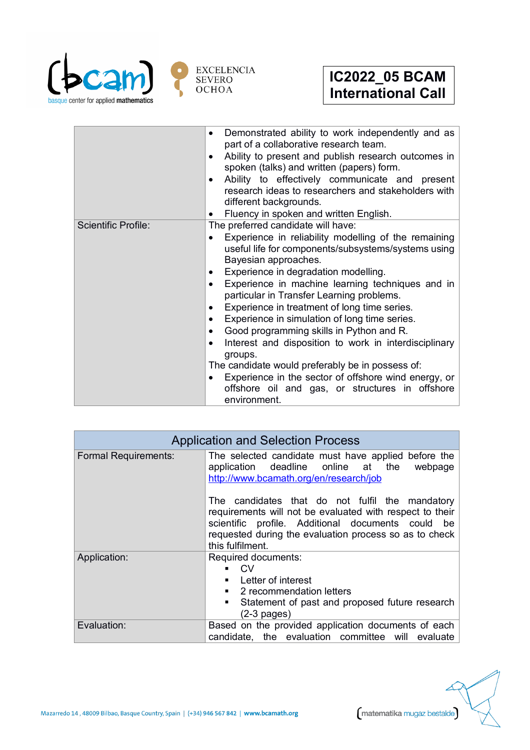**IC2022_05 BCAM International Call**

| | |
|---|---|
| | • Demonstrated ability to work independently and as part of a collaborative research team.<br>• Ability to present and publish research outcomes in spoken (talks) and written (papers) form.<br>• Ability to effectively communicate and present research ideas to researchers and stakeholders with different backgrounds.<br>• Fluency in spoken and written English. |
| Scientific Profile: | The preferred candidate will have:<br>• Experience in reliability modelling of the remaining useful life for components/subsystems/systems using Bayesian approaches.<br>• Experience in degradation modelling.<br>• Experience in machine learning techniques and in particular in Transfer Learning problems.<br>• Experience in treatment of long time series.<br>• Experience in simulation of long time series.<br>• Good programming skills in Python and R.<br>• Interest and disposition to work in interdisciplinary groups.<br>The candidate would preferably be in possess of:<br>• Experience in the sector of offshore wind energy, or offshore oil and gas, or structures in offshore environment. |

| Application and Selection Process | |
|---|---|
| Formal Requirements: | The selected candidate must have applied before the application deadline online at the webpage http://www.bcamath.org/en/research/job<br><br>The candidates that do not fulfil the mandatory requirements will not be evaluated with respect to their scientific profile. Additional documents could be requested during the evaluation process so as to check this fulfilment. |
| Application: | Required documents:<br>▪ CV<br>▪ Letter of interest<br>▪ 2 recommendation letters<br>▪ Statement of past and proposed future research (2-3 pages) |
| Evaluation: | Based on the provided application documents of each candidate, the evaluation committee will evaluate |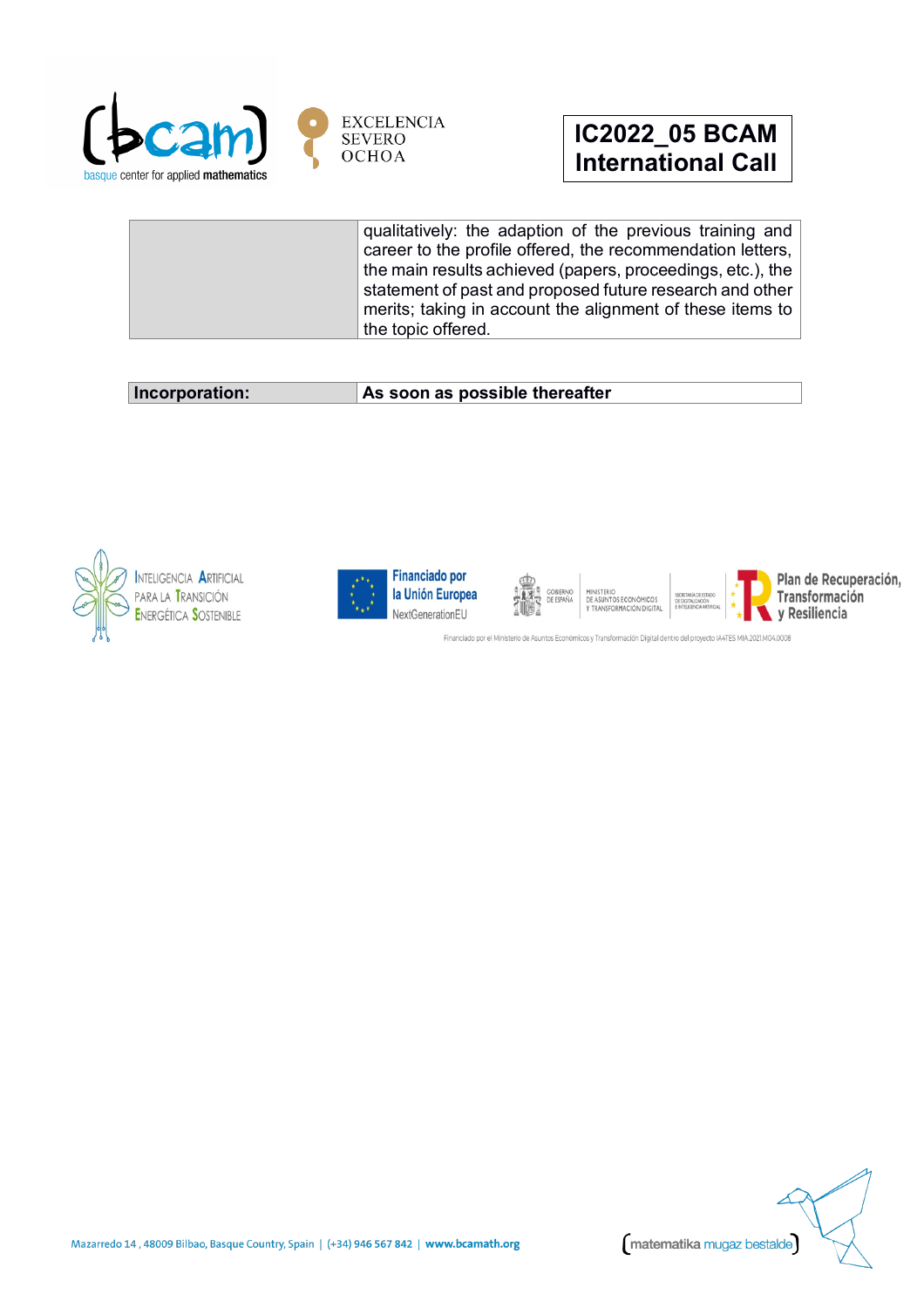| | |
|---|---|
| | qualitatively: the adaption of the previous training and career to the profile offered, the recommendation letters, the main results achieved (papers, proceedings, etc.), the statement of past and proposed future research and other merits; taking in account the alignment of these items to the topic offered. |

| | |
|---|---|
| **Incorporation:** | **As soon as possible thereafter** |

Financiado por el Ministerio de Asuntos Económicos y Transformación Digital dentro del proyecto IAATES MIA.2021.M04.0008